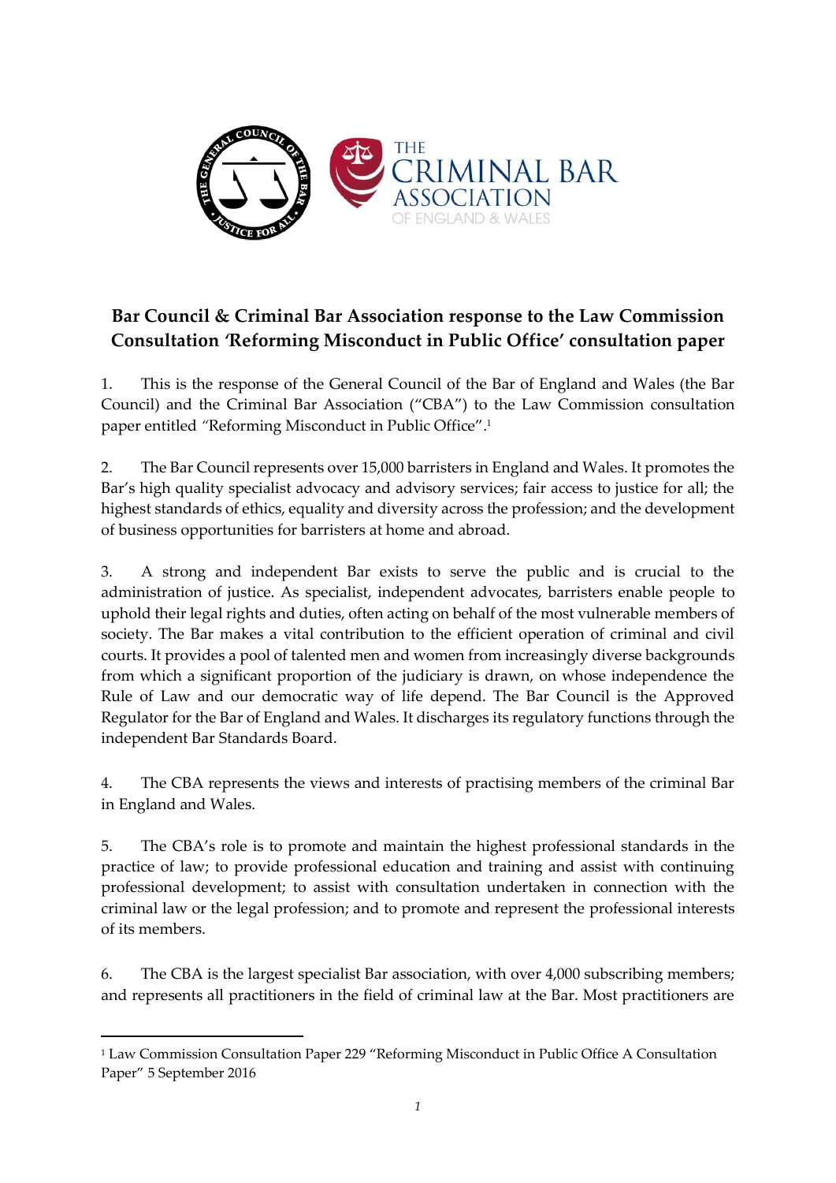# Bar Council & Criminal Bar Association response to the Law Commission Consultation 'Reforming Misconduct in Public Office' consultation paper

1. This is the response of the General Council of the Bar of England and Wales (the Bar Council) and the Criminal Bar Association ("CBA") to the Law Commission consultation paper entitled "Reforming Misconduct in Public Office".[1]

2. The Bar Council represents over 15,000 barristers in England and Wales. It promotes the Bar's high quality specialist advocacy and advisory services; fair access to justice for all; the highest standards of ethics, equality and diversity across the profession; and the development of business opportunities for barristers at home and abroad.

3. A strong and independent Bar exists to serve the public and is crucial to the administration of justice. As specialist, independent advocates, barristers enable people to uphold their legal rights and duties, often acting on behalf of the most vulnerable members of society. The Bar makes a vital contribution to the efficient operation of criminal and civil courts. It provides a pool of talented men and women from increasingly diverse backgrounds from which a significant proportion of the judiciary is drawn, on whose independence the Rule of Law and our democratic way of life depend. The Bar Council is the Approved Regulator for the Bar of England and Wales. It discharges its regulatory functions through the independent Bar Standards Board.

4. The CBA represents the views and interests of practising members of the criminal Bar in England and Wales.

5. The CBA's role is to promote and maintain the highest professional standards in the practice of law; to provide professional education and training and assist with continuing professional development; to assist with consultation undertaken in connection with the criminal law or the legal profession; and to promote and represent the professional interests of its members.

6. The CBA is the largest specialist Bar association, with over 4,000 subscribing members; and represents all practitioners in the field of criminal law at the Bar. Most practitioners are

---

[1] Law Commission Consultation Paper 229 "Reforming Misconduct in Public Office A Consultation Paper" 5 September 2016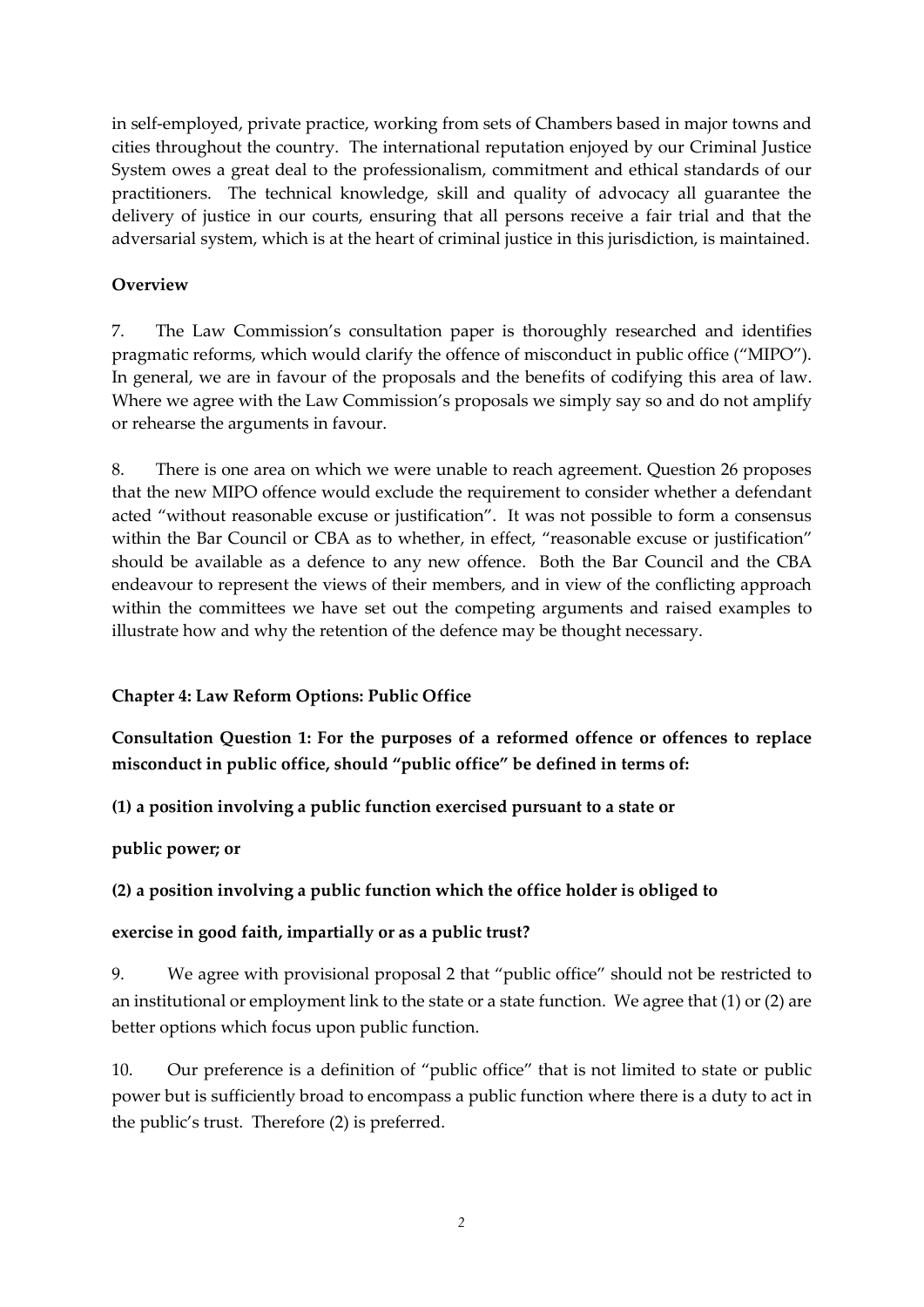in self-employed, private practice, working from sets of Chambers based in major towns and cities throughout the country. The international reputation enjoyed by our Criminal Justice System owes a great deal to the professionalism, commitment and ethical standards of our practitioners. The technical knowledge, skill and quality of advocacy all guarantee the delivery of justice in our courts, ensuring that all persons receive a fair trial and that the adversarial system, which is at the heart of criminal justice in this jurisdiction, is maintained.

**Overview**

7. The Law Commission's consultation paper is thoroughly researched and identifies pragmatic reforms, which would clarify the offence of misconduct in public office ("MIPO"). In general, we are in favour of the proposals and the benefits of codifying this area of law. Where we agree with the Law Commission's proposals we simply say so and do not amplify or rehearse the arguments in favour.

8. There is one area on which we were unable to reach agreement. Question 26 proposes that the new MIPO offence would exclude the requirement to consider whether a defendant acted "without reasonable excuse or justification". It was not possible to form a consensus within the Bar Council or CBA as to whether, in effect, "reasonable excuse or justification" should be available as a defence to any new offence. Both the Bar Council and the CBA endeavour to represent the views of their members, and in view of the conflicting approach within the committees we have set out the competing arguments and raised examples to illustrate how and why the retention of the defence may be thought necessary.

**Chapter 4: Law Reform Options: Public Office**

**Consultation Question 1: For the purposes of a reformed offence or offences to replace misconduct in public office, should "public office" be defined in terms of:**

**(1) a position involving a public function exercised pursuant to a state or public power; or**

**(2) a position involving a public function which the office holder is obliged to exercise in good faith, impartially or as a public trust?**

9. We agree with provisional proposal 2 that "public office" should not be restricted to an institutional or employment link to the state or a state function. We agree that (1) or (2) are better options which focus upon public function.

10. Our preference is a definition of "public office" that is not limited to state or public power but is sufficiently broad to encompass a public function where there is a duty to act in the public's trust. Therefore (2) is preferred.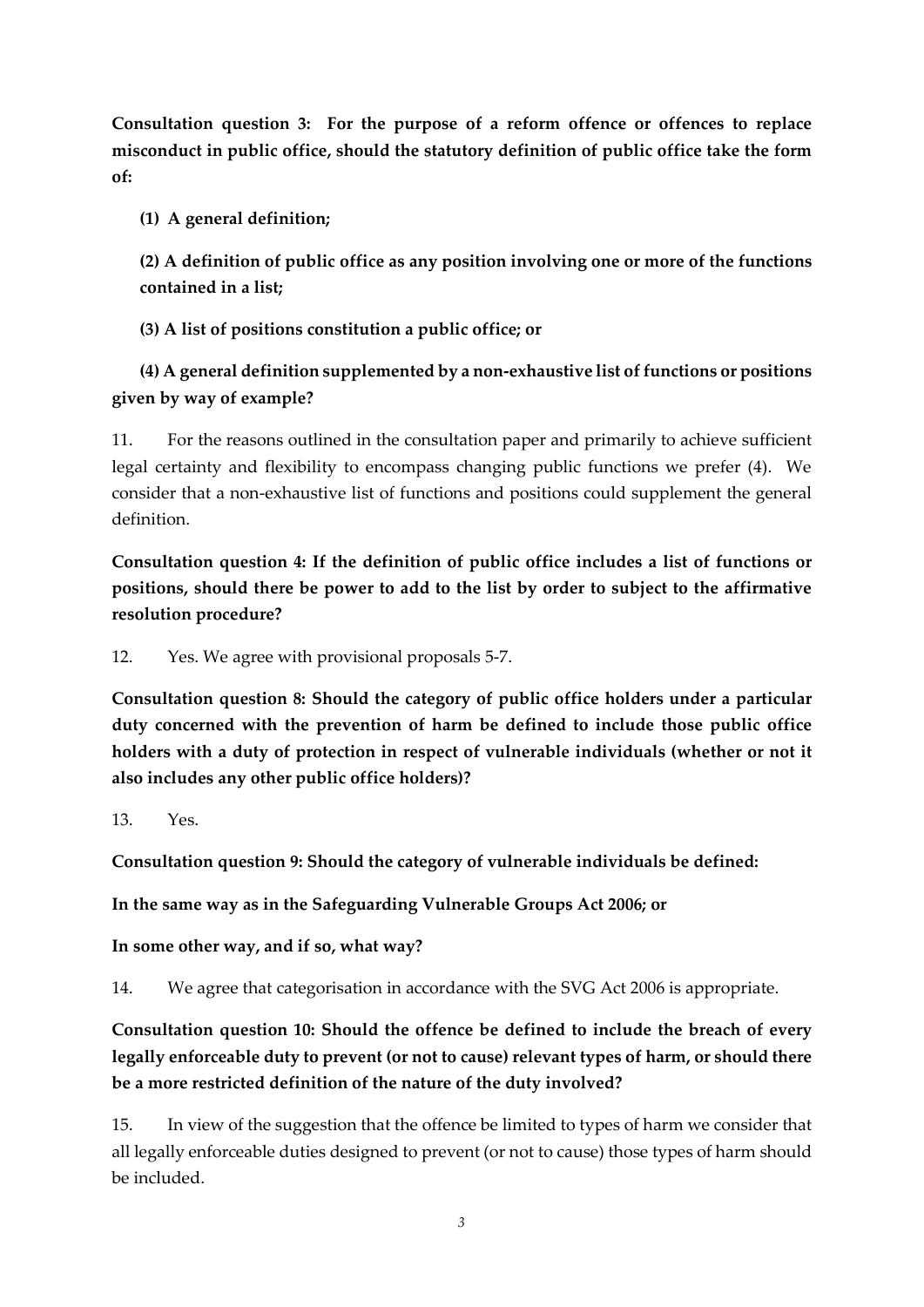**Consultation question 3: For the purpose of a reform offence or offences to replace misconduct in public office, should the statutory definition of public office take the form of:**

**(1) A general definition;**

**(2) A definition of public office as any position involving one or more of the functions contained in a list;**

**(3) A list of positions constitution a public office; or**

**(4) A general definition supplemented by a non-exhaustive list of functions or positions given by way of example?**

11. For the reasons outlined in the consultation paper and primarily to achieve sufficient legal certainty and flexibility to encompass changing public functions we prefer (4). We consider that a non-exhaustive list of functions and positions could supplement the general definition.

**Consultation question 4: If the definition of public office includes a list of functions or positions, should there be power to add to the list by order to subject to the affirmative resolution procedure?**

12. Yes. We agree with provisional proposals 5-7.

**Consultation question 8: Should the category of public office holders under a particular duty concerned with the prevention of harm be defined to include those public office holders with a duty of protection in respect of vulnerable individuals (whether or not it also includes any other public office holders)?**

13. Yes.

**Consultation question 9: Should the category of vulnerable individuals be defined:**

**In the same way as in the Safeguarding Vulnerable Groups Act 2006; or**

**In some other way, and if so, what way?**

14. We agree that categorisation in accordance with the SVG Act 2006 is appropriate.

**Consultation question 10: Should the offence be defined to include the breach of every legally enforceable duty to prevent (or not to cause) relevant types of harm, or should there be a more restricted definition of the nature of the duty involved?**

15. In view of the suggestion that the offence be limited to types of harm we consider that all legally enforceable duties designed to prevent (or not to cause) those types of harm should be included.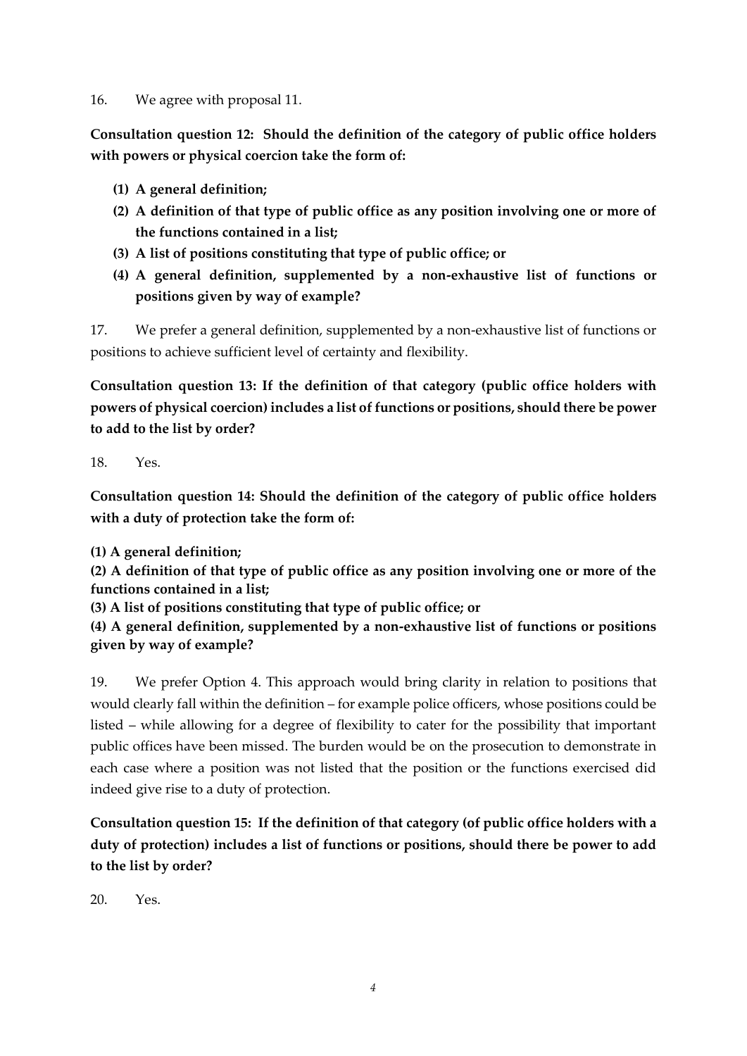16. We agree with proposal 11.

**Consultation question 12: Should the definition of the category of public office holders with powers or physical coercion take the form of:**

- **(1) A general definition;**
- **(2) A definition of that type of public office as any position involving one or more of the functions contained in a list;**
- **(3) A list of positions constituting that type of public office; or**
- **(4) A general definition, supplemented by a non-exhaustive list of functions or positions given by way of example?**

17. We prefer a general definition, supplemented by a non-exhaustive list of functions or positions to achieve sufficient level of certainty and flexibility.

**Consultation question 13: If the definition of that category (public office holders with powers of physical coercion) includes a list of functions or positions, should there be power to add to the list by order?**

18. Yes.

**Consultation question 14: Should the definition of the category of public office holders with a duty of protection take the form of:**

**(1) A general definition;**

**(2) A definition of that type of public office as any position involving one or more of the functions contained in a list;**

**(3) A list of positions constituting that type of public office; or**

**(4) A general definition, supplemented by a non-exhaustive list of functions or positions given by way of example?**

19. We prefer Option 4. This approach would bring clarity in relation to positions that would clearly fall within the definition – for example police officers, whose positions could be listed – while allowing for a degree of flexibility to cater for the possibility that important public offices have been missed. The burden would be on the prosecution to demonstrate in each case where a position was not listed that the position or the functions exercised did indeed give rise to a duty of protection.

**Consultation question 15: If the definition of that category (of public office holders with a duty of protection) includes a list of functions or positions, should there be power to add to the list by order?**

20. Yes.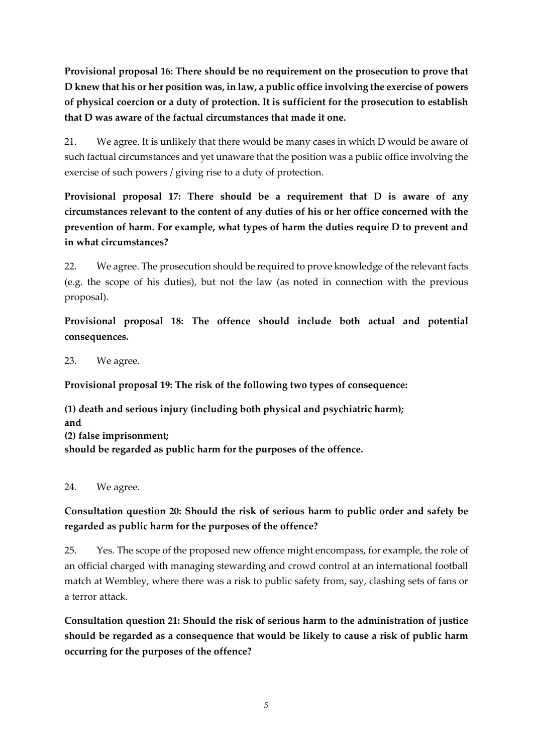**Provisional proposal 16: There should be no requirement on the prosecution to prove that D knew that his or her position was, in law, a public office involving the exercise of powers of physical coercion or a duty of protection. It is sufficient for the prosecution to establish that D was aware of the factual circumstances that made it one.**

21. We agree. It is unlikely that there would be many cases in which D would be aware of such factual circumstances and yet unaware that the position was a public office involving the exercise of such powers / giving rise to a duty of protection.

**Provisional proposal 17: There should be a requirement that D is aware of any circumstances relevant to the content of any duties of his or her office concerned with the prevention of harm. For example, what types of harm the duties require D to prevent and in what circumstances?**

22. We agree. The prosecution should be required to prove knowledge of the relevant facts (e.g. the scope of his duties), but not the law (as noted in connection with the previous proposal).

**Provisional proposal 18: The offence should include both actual and potential consequences.**

23. We agree.

**Provisional proposal 19: The risk of the following two types of consequence:**

**(1) death and serious injury (including both physical and psychiatric harm);**
**and**
**(2) false imprisonment;**
**should be regarded as public harm for the purposes of the offence.**

24. We agree.

**Consultation question 20: Should the risk of serious harm to public order and safety be regarded as public harm for the purposes of the offence?**

25. Yes. The scope of the proposed new offence might encompass, for example, the role of an official charged with managing stewarding and crowd control at an international football match at Wembley, where there was a risk to public safety from, say, clashing sets of fans or a terror attack.

**Consultation question 21: Should the risk of serious harm to the administration of justice should be regarded as a consequence that would be likely to cause a risk of public harm occurring for the purposes of the offence?**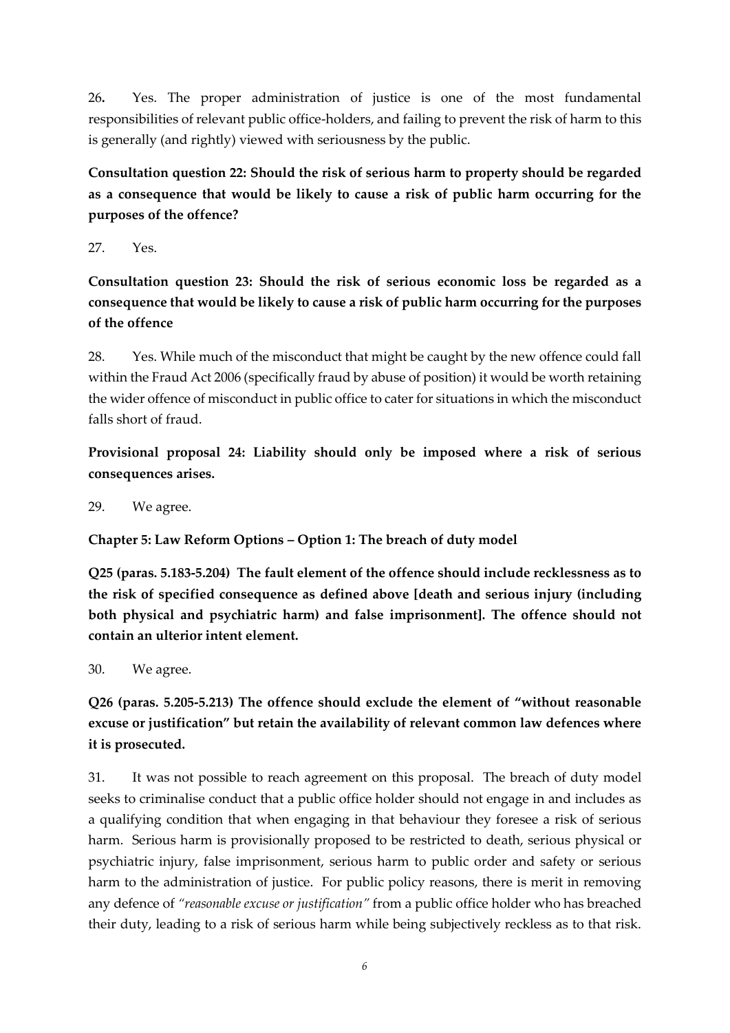26. Yes. The proper administration of justice is one of the most fundamental responsibilities of relevant public office-holders, and failing to prevent the risk of harm to this is generally (and rightly) viewed with seriousness by the public.

**Consultation question 22: Should the risk of serious harm to property should be regarded as a consequence that would be likely to cause a risk of public harm occurring for the purposes of the offence?**

27. Yes.

**Consultation question 23: Should the risk of serious economic loss be regarded as a consequence that would be likely to cause a risk of public harm occurring for the purposes of the offence**

28. Yes. While much of the misconduct that might be caught by the new offence could fall within the Fraud Act 2006 (specifically fraud by abuse of position) it would be worth retaining the wider offence of misconduct in public office to cater for situations in which the misconduct falls short of fraud.

**Provisional proposal 24: Liability should only be imposed where a risk of serious consequences arises.**

29. We agree.

**Chapter 5: Law Reform Options – Option 1: The breach of duty model**

**Q25 (paras. 5.183-5.204) The fault element of the offence should include recklessness as to the risk of specified consequence as defined above [death and serious injury (including both physical and psychiatric harm) and false imprisonment]. The offence should not contain an ulterior intent element.**

30. We agree.

**Q26 (paras. 5.205-5.213) The offence should exclude the element of "without reasonable excuse or justification" but retain the availability of relevant common law defences where it is prosecuted.**

31. It was not possible to reach agreement on this proposal. The breach of duty model seeks to criminalise conduct that a public office holder should not engage in and includes as a qualifying condition that when engaging in that behaviour they foresee a risk of serious harm. Serious harm is provisionally proposed to be restricted to death, serious physical or psychiatric injury, false imprisonment, serious harm to public order and safety or serious harm to the administration of justice. For public policy reasons, there is merit in removing any defence of *"reasonable excuse or justification"* from a public office holder who has breached their duty, leading to a risk of serious harm while being subjectively reckless as to that risk.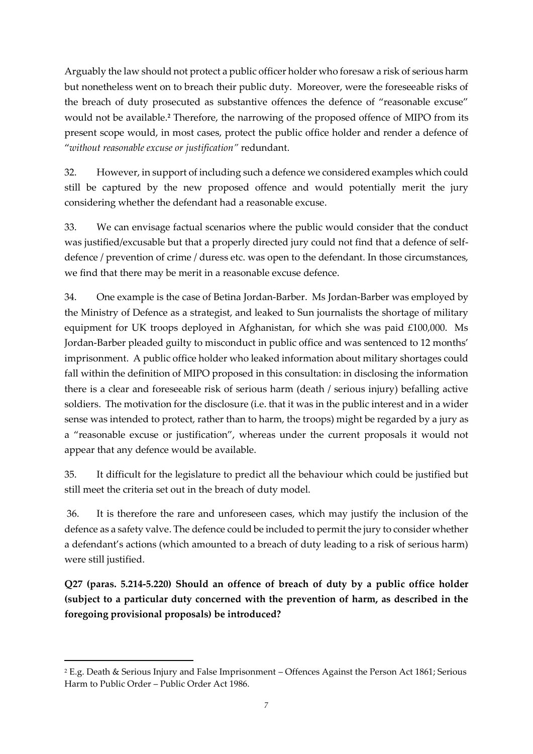Arguably the law should not protect a public officer holder who foresaw a risk of serious harm but nonetheless went on to breach their public duty. Moreover, were the foreseeable risks of the breach of duty prosecuted as substantive offences the defence of "reasonable excuse" would not be available.[2] Therefore, the narrowing of the proposed offence of MIPO from its present scope would, in most cases, protect the public office holder and render a defence of "*without reasonable excuse or justification"* redundant.

32. However, in support of including such a defence we considered examples which could still be captured by the new proposed offence and would potentially merit the jury considering whether the defendant had a reasonable excuse.

33. We can envisage factual scenarios where the public would consider that the conduct was justified/excusable but that a properly directed jury could not find that a defence of self-defence / prevention of crime / duress etc. was open to the defendant. In those circumstances, we find that there may be merit in a reasonable excuse defence.

34. One example is the case of Betina Jordan-Barber. Ms Jordan-Barber was employed by the Ministry of Defence as a strategist, and leaked to Sun journalists the shortage of military equipment for UK troops deployed in Afghanistan, for which she was paid £100,000. Ms Jordan-Barber pleaded guilty to misconduct in public office and was sentenced to 12 months' imprisonment. A public office holder who leaked information about military shortages could fall within the definition of MIPO proposed in this consultation: in disclosing the information there is a clear and foreseeable risk of serious harm (death / serious injury) befalling active soldiers. The motivation for the disclosure (i.e. that it was in the public interest and in a wider sense was intended to protect, rather than to harm, the troops) might be regarded by a jury as a "reasonable excuse or justification", whereas under the current proposals it would not appear that any defence would be available.

35. It difficult for the legislature to predict all the behaviour which could be justified but still meet the criteria set out in the breach of duty model.

36. It is therefore the rare and unforeseen cases, which may justify the inclusion of the defence as a safety valve. The defence could be included to permit the jury to consider whether a defendant's actions (which amounted to a breach of duty leading to a risk of serious harm) were still justified.

**Q27 (paras. 5.214-5.220) Should an offence of breach of duty by a public office holder (subject to a particular duty concerned with the prevention of harm, as described in the foregoing provisional proposals) be introduced?**

---

[2] E.g. Death & Serious Injury and False Imprisonment – Offences Against the Person Act 1861; Serious Harm to Public Order – Public Order Act 1986.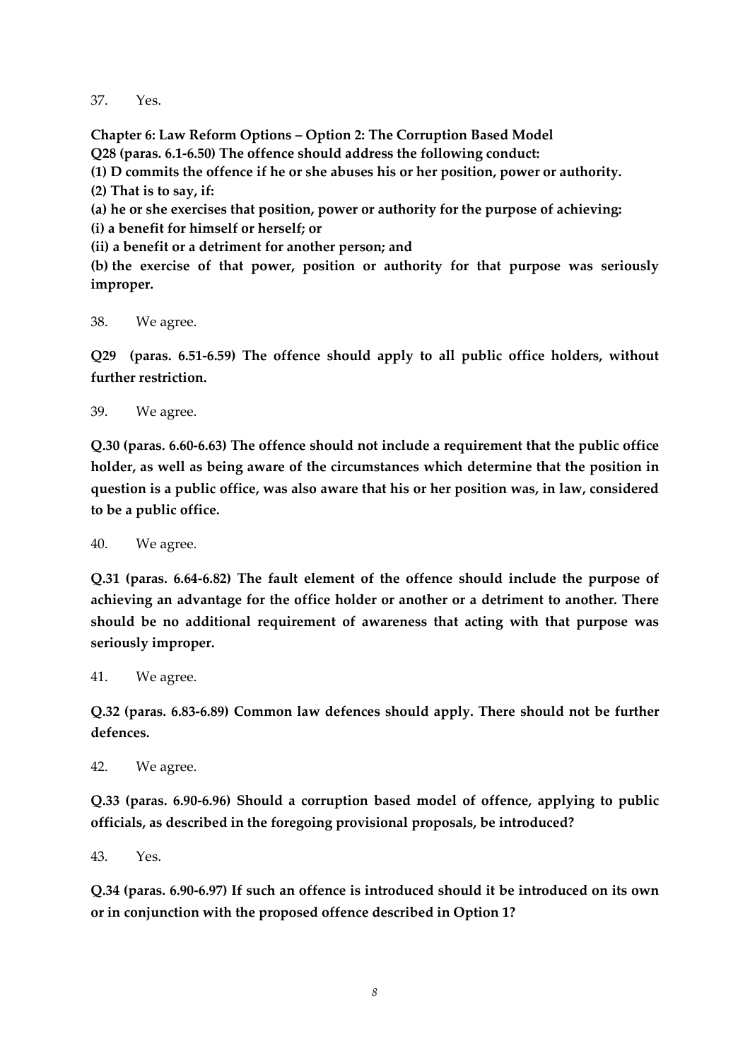37. Yes.

**Chapter 6: Law Reform Options – Option 2: The Corruption Based Model**

**Q28 (paras. 6.1-6.50) The offence should address the following conduct:**

**(1) D commits the offence if he or she abuses his or her position, power or authority.**

**(2) That is to say, if:**

**(a) he or she exercises that position, power or authority for the purpose of achieving:**

**(i) a benefit for himself or herself; or**

**(ii) a benefit or a detriment for another person; and**

**(b) the exercise of that power, position or authority for that purpose was seriously improper.**

38. We agree.

**Q29 (paras. 6.51-6.59) The offence should apply to all public office holders, without further restriction.**

39. We agree.

**Q.30 (paras. 6.60-6.63) The offence should not include a requirement that the public office holder, as well as being aware of the circumstances which determine that the position in question is a public office, was also aware that his or her position was, in law, considered to be a public office.**

40. We agree.

**Q.31 (paras. 6.64-6.82) The fault element of the offence should include the purpose of achieving an advantage for the office holder or another or a detriment to another. There should be no additional requirement of awareness that acting with that purpose was seriously improper.**

41. We agree.

**Q.32 (paras. 6.83-6.89) Common law defences should apply. There should not be further defences.**

42. We agree.

**Q.33 (paras. 6.90-6.96) Should a corruption based model of offence, applying to public officials, as described in the foregoing provisional proposals, be introduced?**

43. Yes.

**Q.34 (paras. 6.90-6.97) If such an offence is introduced should it be introduced on its own or in conjunction with the proposed offence described in Option 1?**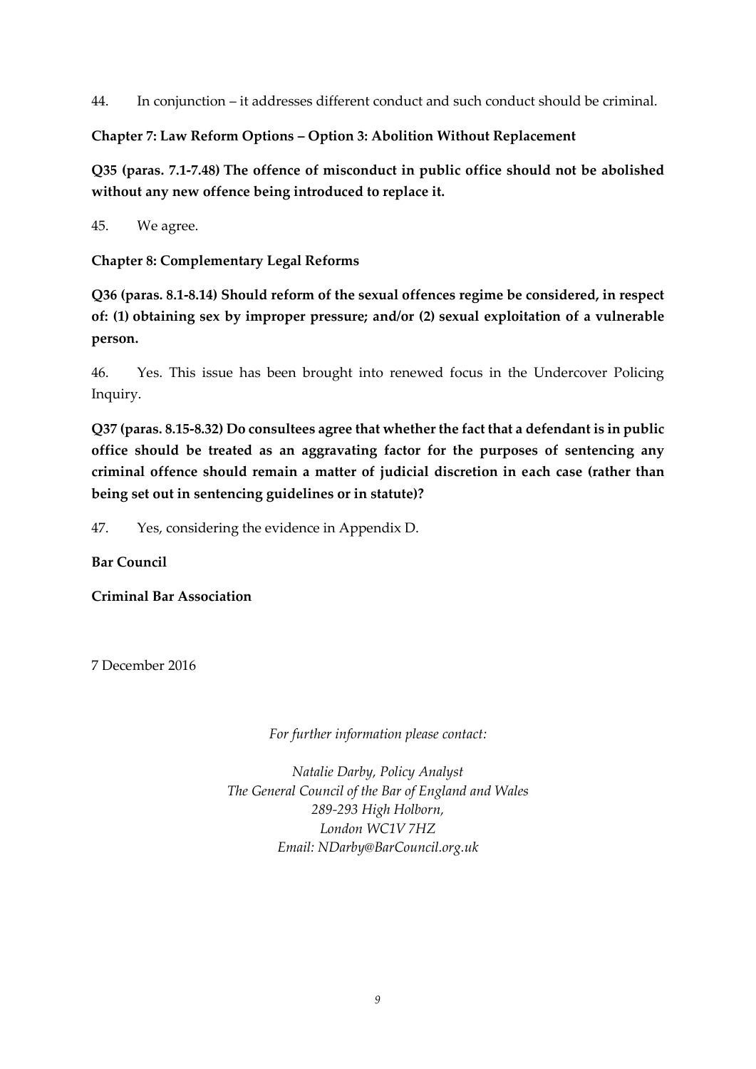44. In conjunction – it addresses different conduct and such conduct should be criminal.

**Chapter 7: Law Reform Options – Option 3: Abolition Without Replacement**

**Q35 (paras. 7.1-7.48) The offence of misconduct in public office should not be abolished without any new offence being introduced to replace it.**

45. We agree.

**Chapter 8: Complementary Legal Reforms**

**Q36 (paras. 8.1-8.14) Should reform of the sexual offences regime be considered, in respect of: (1) obtaining sex by improper pressure; and/or (2) sexual exploitation of a vulnerable person.**

46. Yes. This issue has been brought into renewed focus in the Undercover Policing Inquiry.

**Q37 (paras. 8.15-8.32) Do consultees agree that whether the fact that a defendant is in public office should be treated as an aggravating factor for the purposes of sentencing any criminal offence should remain a matter of judicial discretion in each case (rather than being set out in sentencing guidelines or in statute)?**

47. Yes, considering the evidence in Appendix D.

**Bar Council**

**Criminal Bar Association**

7 December 2016

*For further information please contact:*

*Natalie Darby, Policy Analyst*
*The General Council of the Bar of England and Wales*
*289-293 High Holborn,*
*London WC1V 7HZ*
*Email: NDarby@BarCouncil.org.uk*